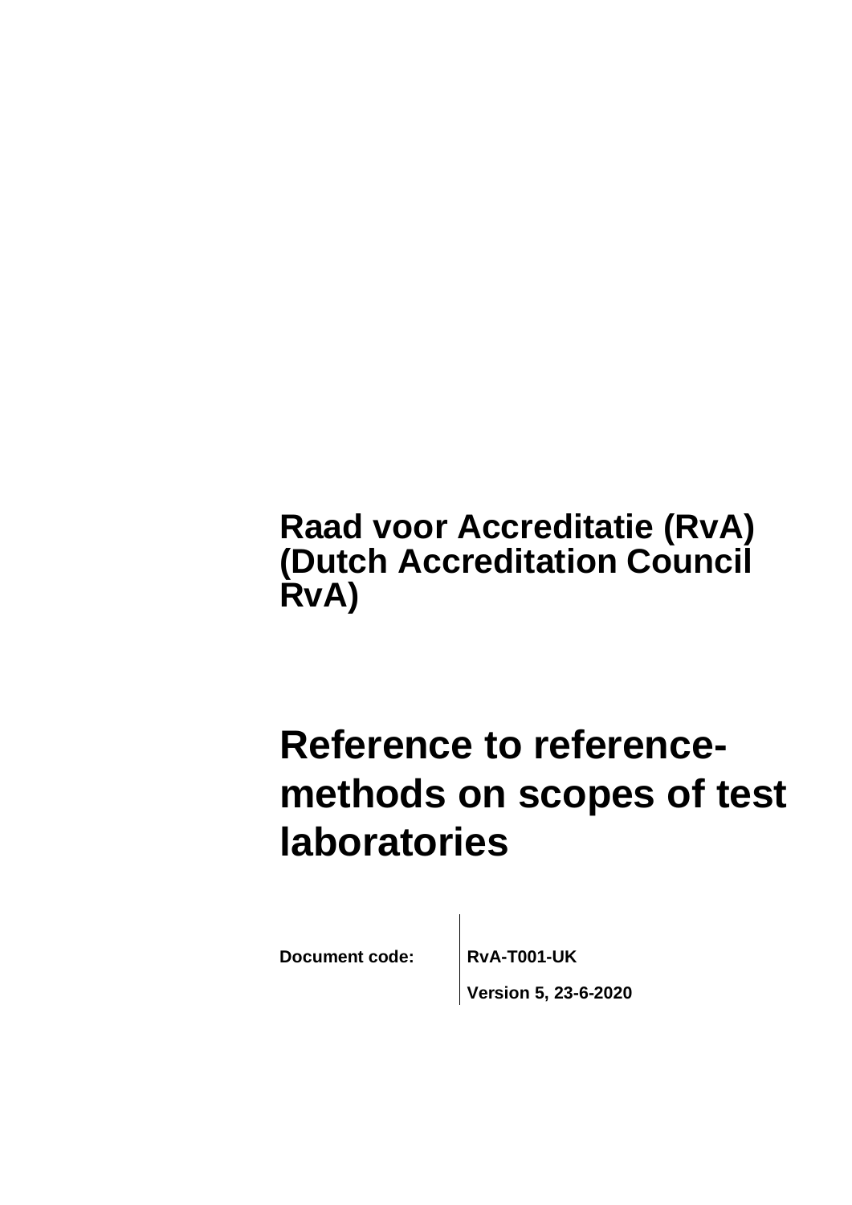**Raad voor Accreditatie (RvA) (Dutch Accreditation Council RvA)**

# Reference to reference-methods on scopes of test laboratories

| Document code: | RvA-T001-UK |
| --- | --- |
| | Version 5, 23-6-2020 |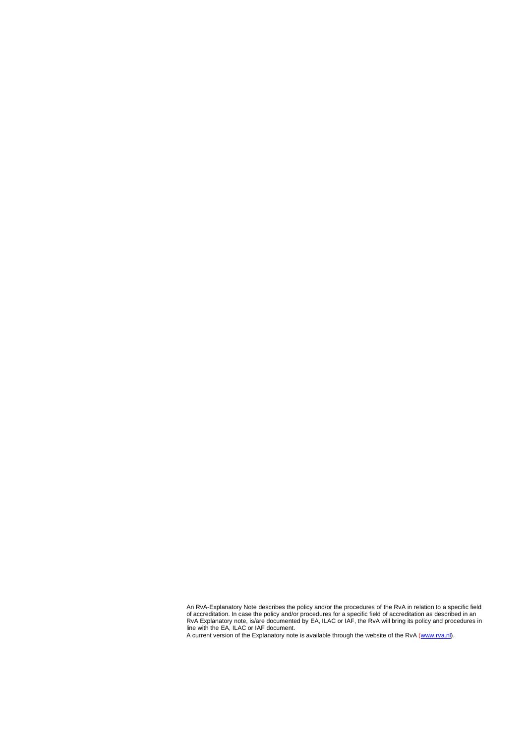An RvA-Explanatory Note describes the policy and/or the procedures of the RvA in relation to a specific field of accreditation. In case the policy and/or procedures for a specific field of accreditation as described in an RvA Explanatory note, is/are documented by EA, ILAC or IAF, the RvA will bring its policy and procedures in line with the EA, ILAC or IAF document.

A current version of the Explanatory note is available through the website of the RvA (www.rva.nl).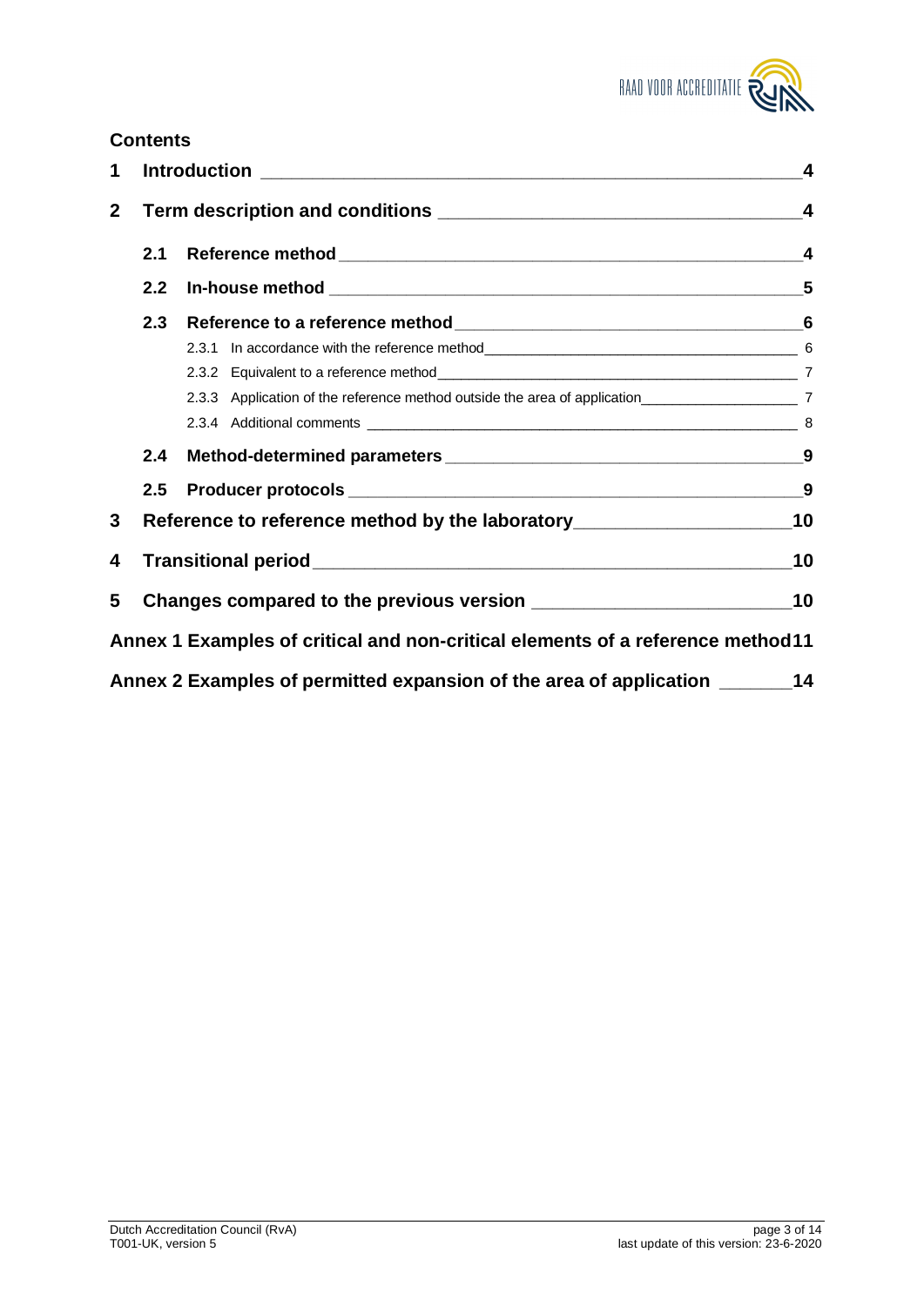## Contents

1 Introduction — 4

2 Term description and conditions — 4

- 2.1 Reference method — 4
- 2.2 In-house method — 5
- 2.3 Reference to a reference method — 6
  - 2.3.1 In accordance with the reference method — 6
  - 2.3.2 Equivalent to a reference method — 7
  - 2.3.3 Application of the reference method outside the area of application — 7
  - 2.3.4 Additional comments — 8
- 2.4 Method-determined parameters — 9
- 2.5 Producer protocols — 9

3 Reference to reference method by the laboratory — 10

4 Transitional period — 10

5 Changes compared to the previous version — 10

Annex 1 Examples of critical and non-critical elements of a reference method — 11

Annex 2 Examples of permitted expansion of the area of application — 14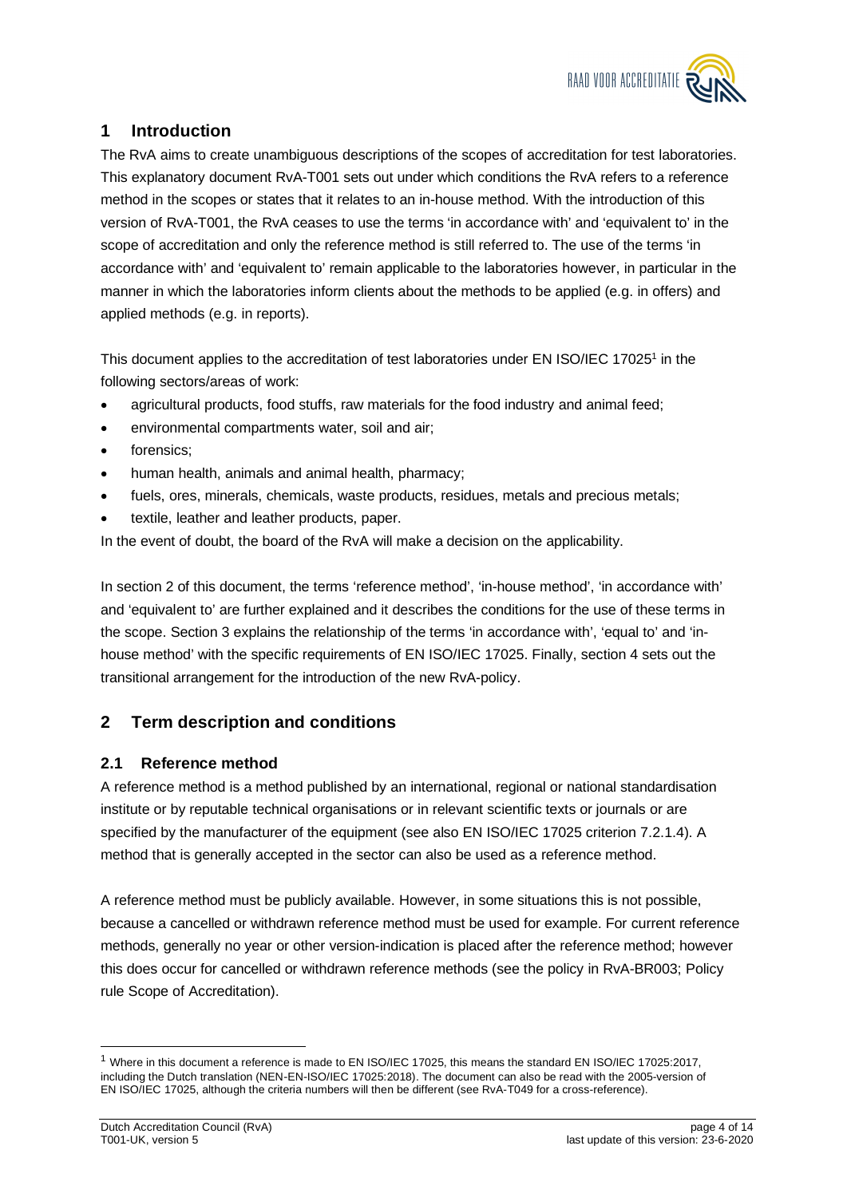# 1 Introduction

The RvA aims to create unambiguous descriptions of the scopes of accreditation for test laboratories. This explanatory document RvA-T001 sets out under which conditions the RvA refers to a reference method in the scopes or states that it relates to an in-house method. With the introduction of this version of RvA-T001, the RvA ceases to use the terms 'in accordance with' and 'equivalent to' in the scope of accreditation and only the reference method is still referred to. The use of the terms 'in accordance with' and 'equivalent to' remain applicable to the laboratories however, in particular in the manner in which the laboratories inform clients about the methods to be applied (e.g. in offers) and applied methods (e.g. in reports).

This document applies to the accreditation of test laboratories under EN ISO/IEC 17025[1] in the following sectors/areas of work:

- agricultural products, food stuffs, raw materials for the food industry and animal feed;
- environmental compartments water, soil and air;
- forensics;
- human health, animals and animal health, pharmacy;
- fuels, ores, minerals, chemicals, waste products, residues, metals and precious metals;
- textile, leather and leather products, paper.

In the event of doubt, the board of the RvA will make a decision on the applicability.

In section 2 of this document, the terms 'reference method', 'in-house method', 'in accordance with' and 'equivalent to' are further explained and it describes the conditions for the use of these terms in the scope. Section 3 explains the relationship of the terms 'in accordance with', 'equal to' and 'in-house method' with the specific requirements of EN ISO/IEC 17025. Finally, section 4 sets out the transitional arrangement for the introduction of the new RvA-policy.

# 2 Term description and conditions

## 2.1 Reference method

A reference method is a method published by an international, regional or national standardisation institute or by reputable technical organisations or in relevant scientific texts or journals or are specified by the manufacturer of the equipment (see also EN ISO/IEC 17025 criterion 7.2.1.4). A method that is generally accepted in the sector can also be used as a reference method.

A reference method must be publicly available. However, in some situations this is not possible, because a cancelled or withdrawn reference method must be used for example. For current reference methods, generally no year or other version-indication is placed after the reference method; however this does occur for cancelled or withdrawn reference methods (see the policy in RvA-BR003; Policy rule Scope of Accreditation).

[1] Where in this document a reference is made to EN ISO/IEC 17025, this means the standard EN ISO/IEC 17025:2017, including the Dutch translation (NEN-EN-ISO/IEC 17025:2018). The document can also be read with the 2005-version of EN ISO/IEC 17025, although the criteria numbers will then be different (see RvA-T049 for a cross-reference).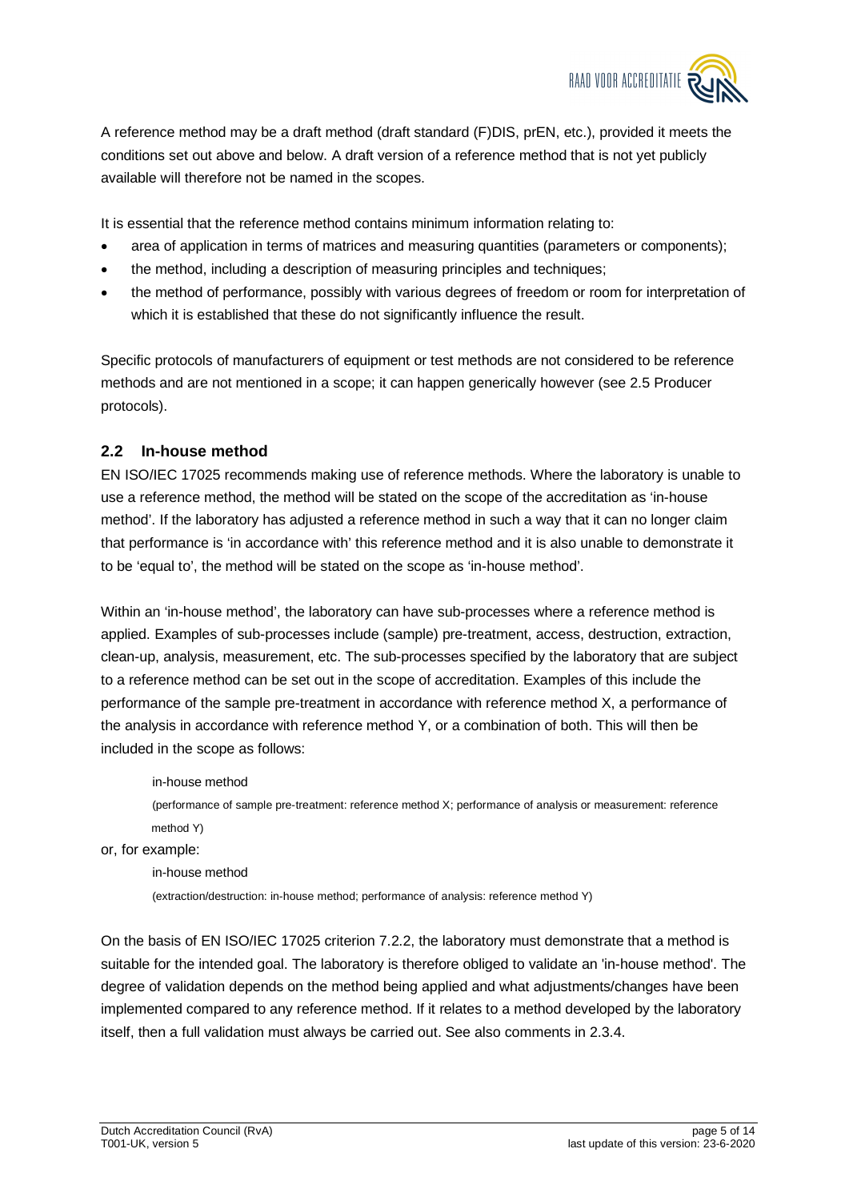A reference method may be a draft method (draft standard (F)DIS, prEN, etc.), provided it meets the conditions set out above and below. A draft version of a reference method that is not yet publicly available will therefore not be named in the scopes.

It is essential that the reference method contains minimum information relating to:

- area of application in terms of matrices and measuring quantities (parameters or components);
- the method, including a description of measuring principles and techniques;
- the method of performance, possibly with various degrees of freedom or room for interpretation of which it is established that these do not significantly influence the result.

Specific protocols of manufacturers of equipment or test methods are not considered to be reference methods and are not mentioned in a scope; it can happen generically however (see 2.5 Producer protocols).

## 2.2 In-house method

EN ISO/IEC 17025 recommends making use of reference methods. Where the laboratory is unable to use a reference method, the method will be stated on the scope of the accreditation as 'in-house method'. If the laboratory has adjusted a reference method in such a way that it can no longer claim that performance is 'in accordance with' this reference method and it is also unable to demonstrate it to be 'equal to', the method will be stated on the scope as 'in-house method'.

Within an 'in-house method', the laboratory can have sub-processes where a reference method is applied. Examples of sub-processes include (sample) pre-treatment, access, destruction, extraction, clean-up, analysis, measurement, etc. The sub-processes specified by the laboratory that are subject to a reference method can be set out in the scope of accreditation. Examples of this include the performance of the sample pre-treatment in accordance with reference method X, a performance of the analysis in accordance with reference method Y, or a combination of both. This will then be included in the scope as follows:

> in-house method
>
> (performance of sample pre-treatment: reference method X; performance of analysis or measurement: reference method Y)

or, for example:

> in-house method
>
> (extraction/destruction: in-house method; performance of analysis: reference method Y)

On the basis of EN ISO/IEC 17025 criterion 7.2.2, the laboratory must demonstrate that a method is suitable for the intended goal. The laboratory is therefore obliged to validate an 'in-house method'. The degree of validation depends on the method being applied and what adjustments/changes have been implemented compared to any reference method. If it relates to a method developed by the laboratory itself, then a full validation must always be carried out. See also comments in 2.3.4.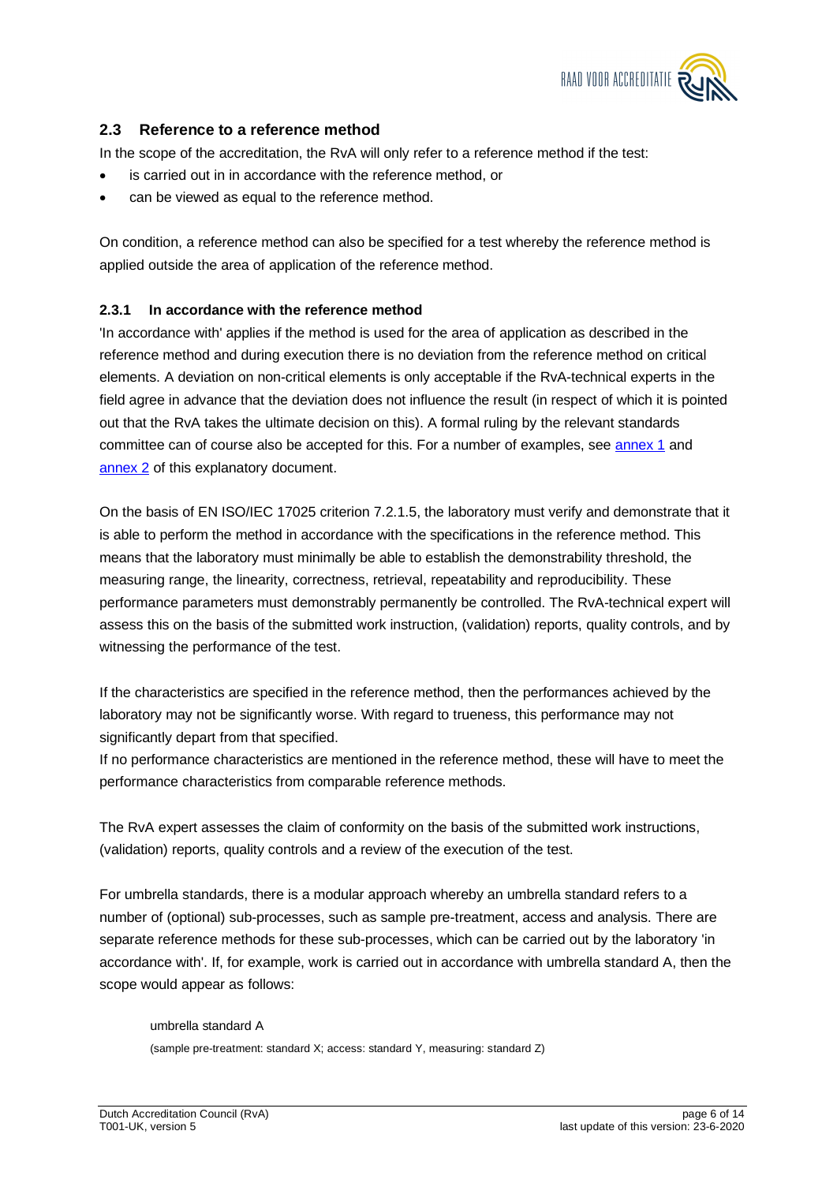## 2.3 Reference to a reference method

In the scope of the accreditation, the RvA will only refer to a reference method if the test:

- is carried out in in accordance with the reference method, or
- can be viewed as equal to the reference method.

On condition, a reference method can also be specified for a test whereby the reference method is applied outside the area of application of the reference method.

### 2.3.1 In accordance with the reference method

'In accordance with' applies if the method is used for the area of application as described in the reference method and during execution there is no deviation from the reference method on critical elements. A deviation on non-critical elements is only acceptable if the RvA-technical experts in the field agree in advance that the deviation does not influence the result (in respect of which it is pointed out that the RvA takes the ultimate decision on this). A formal ruling by the relevant standards committee can of course also be accepted for this. For a number of examples, see annex 1 and annex 2 of this explanatory document.

On the basis of EN ISO/IEC 17025 criterion 7.2.1.5, the laboratory must verify and demonstrate that it is able to perform the method in accordance with the specifications in the reference method. This means that the laboratory must minimally be able to establish the demonstrability threshold, the measuring range, the linearity, correctness, retrieval, repeatability and reproducibility. These performance parameters must demonstrably permanently be controlled. The RvA-technical expert will assess this on the basis of the submitted work instruction, (validation) reports, quality controls, and by witnessing the performance of the test.

If the characteristics are specified in the reference method, then the performances achieved by the laboratory may not be significantly worse. With regard to trueness, this performance may not significantly depart from that specified.
If no performance characteristics are mentioned in the reference method, these will have to meet the performance characteristics from comparable reference methods.

The RvA expert assesses the claim of conformity on the basis of the submitted work instructions, (validation) reports, quality controls and a review of the execution of the test.

For umbrella standards, there is a modular approach whereby an umbrella standard refers to a number of (optional) sub-processes, such as sample pre-treatment, access and analysis. There are separate reference methods for these sub-processes, which can be carried out by the laboratory 'in accordance with'. If, for example, work is carried out in accordance with umbrella standard A, then the scope would appear as follows:

umbrella standard A
(sample pre-treatment: standard X; access: standard Y, measuring: standard Z)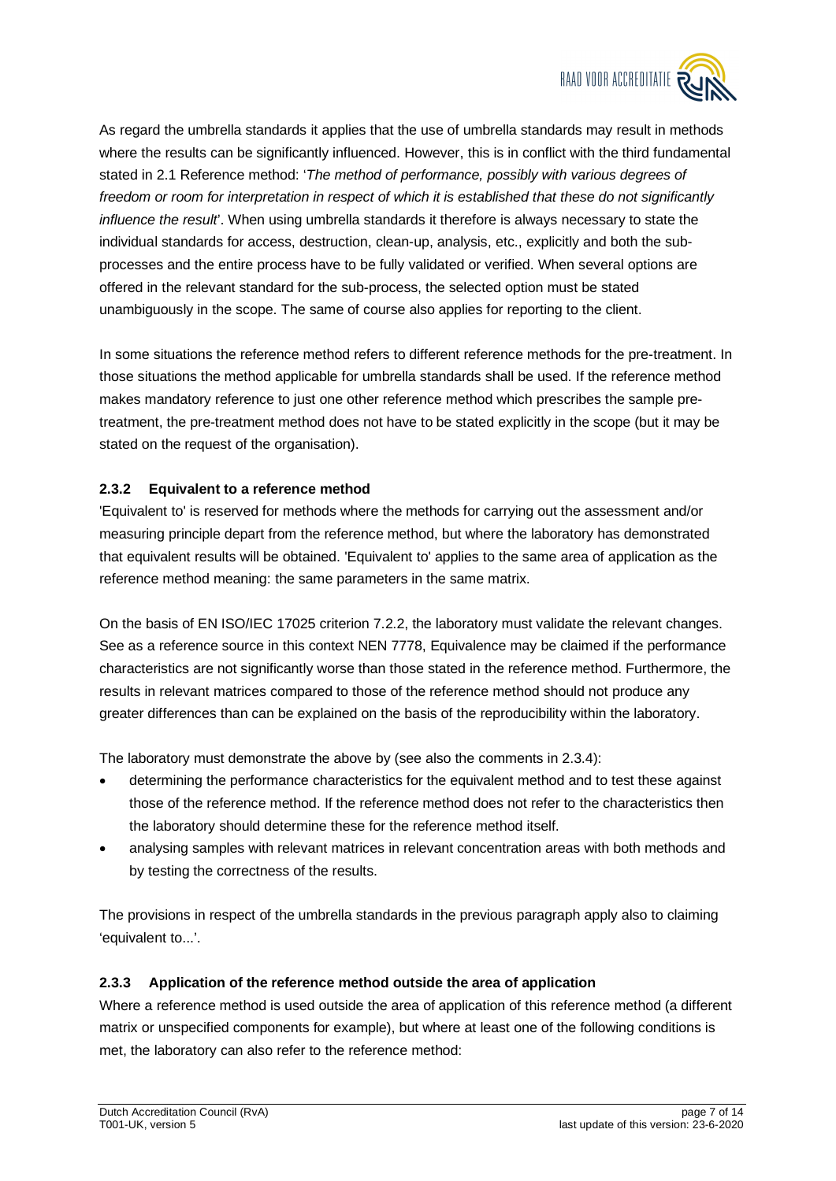As regard the umbrella standards it applies that the use of umbrella standards may result in methods where the results can be significantly influenced. However, this is in conflict with the third fundamental stated in 2.1 Reference method: '*The method of performance, possibly with various degrees of freedom or room for interpretation in respect of which it is established that these do not significantly influence the result*'. When using umbrella standards it therefore is always necessary to state the individual standards for access, destruction, clean-up, analysis, etc., explicitly and both the sub-processes and the entire process have to be fully validated or verified. When several options are offered in the relevant standard for the sub-process, the selected option must be stated unambiguously in the scope. The same of course also applies for reporting to the client.

In some situations the reference method refers to different reference methods for the pre-treatment. In those situations the method applicable for umbrella standards shall be used. If the reference method makes mandatory reference to just one other reference method which prescribes the sample pre-treatment, the pre-treatment method does not have to be stated explicitly in the scope (but it may be stated on the request of the organisation).

### 2.3.2 Equivalent to a reference method

'Equivalent to' is reserved for methods where the methods for carrying out the assessment and/or measuring principle depart from the reference method, but where the laboratory has demonstrated that equivalent results will be obtained. 'Equivalent to' applies to the same area of application as the reference method meaning: the same parameters in the same matrix.

On the basis of EN ISO/IEC 17025 criterion 7.2.2, the laboratory must validate the relevant changes. See as a reference source in this context NEN 7778, Equivalence may be claimed if the performance characteristics are not significantly worse than those stated in the reference method. Furthermore, the results in relevant matrices compared to those of the reference method should not produce any greater differences than can be explained on the basis of the reproducibility within the laboratory.

The laboratory must demonstrate the above by (see also the comments in 2.3.4):

- determining the performance characteristics for the equivalent method and to test these against those of the reference method. If the reference method does not refer to the characteristics then the laboratory should determine these for the reference method itself.
- analysing samples with relevant matrices in relevant concentration areas with both methods and by testing the correctness of the results.

The provisions in respect of the umbrella standards in the previous paragraph apply also to claiming 'equivalent to...'.

### 2.3.3 Application of the reference method outside the area of application

Where a reference method is used outside the area of application of this reference method (a different matrix or unspecified components for example), but where at least one of the following conditions is met, the laboratory can also refer to the reference method: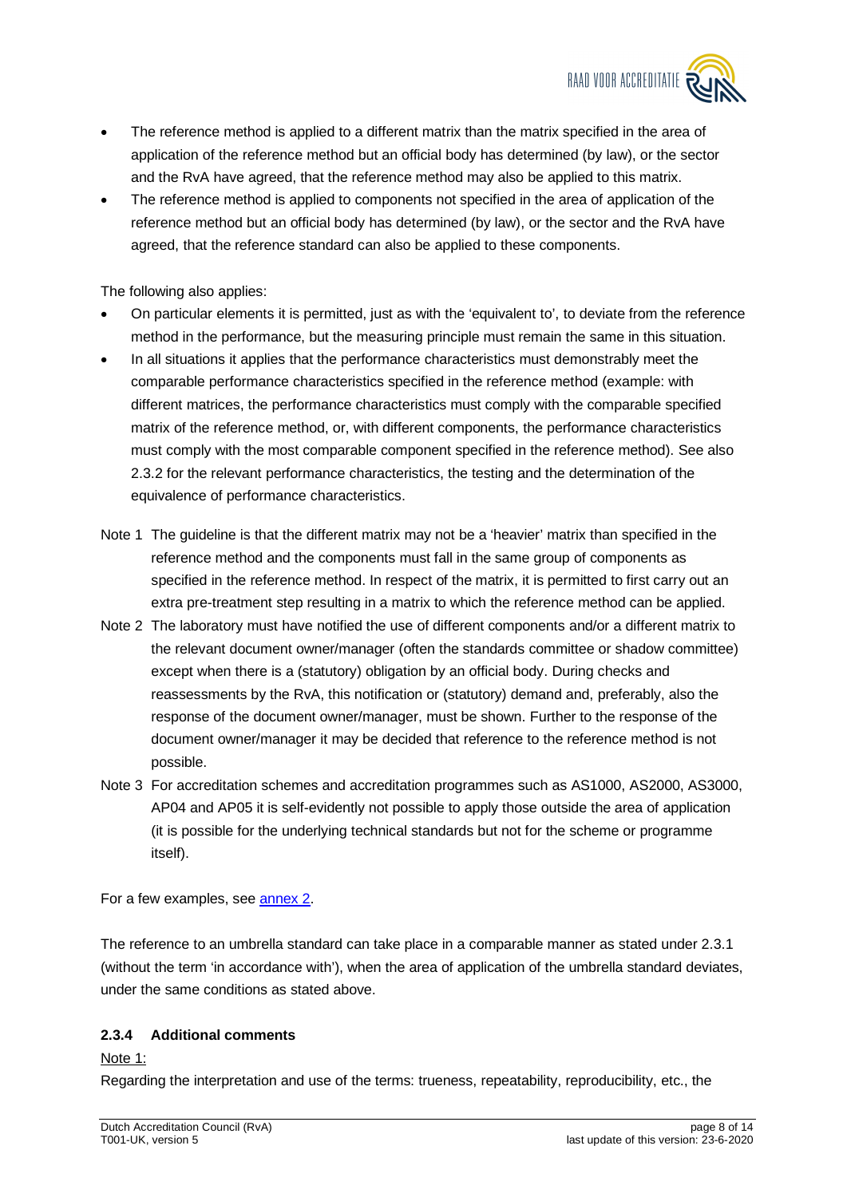- The reference method is applied to a different matrix than the matrix specified in the area of application of the reference method but an official body has determined (by law), or the sector and the RvA have agreed, that the reference method may also be applied to this matrix.
- The reference method is applied to components not specified in the area of application of the reference method but an official body has determined (by law), or the sector and the RvA have agreed, that the reference standard can also be applied to these components.

The following also applies:

- On particular elements it is permitted, just as with the 'equivalent to', to deviate from the reference method in the performance, but the measuring principle must remain the same in this situation.
- In all situations it applies that the performance characteristics must demonstrably meet the comparable performance characteristics specified in the reference method (example: with different matrices, the performance characteristics must comply with the comparable specified matrix of the reference method, or, with different components, the performance characteristics must comply with the most comparable component specified in the reference method). See also 2.3.2 for the relevant performance characteristics, the testing and the determination of the equivalence of performance characteristics.

Note 1 The guideline is that the different matrix may not be a 'heavier' matrix than specified in the reference method and the components must fall in the same group of components as specified in the reference method. In respect of the matrix, it is permitted to first carry out an extra pre-treatment step resulting in a matrix to which the reference method can be applied.

Note 2 The laboratory must have notified the use of different components and/or a different matrix to the relevant document owner/manager (often the standards committee or shadow committee) except when there is a (statutory) obligation by an official body. During checks and reassessments by the RvA, this notification or (statutory) demand and, preferably, also the response of the document owner/manager, must be shown. Further to the response of the document owner/manager it may be decided that reference to the reference method is not possible.

Note 3 For accreditation schemes and accreditation programmes such as AS1000, AS2000, AS3000, AP04 and AP05 it is self-evidently not possible to apply those outside the area of application (it is possible for the underlying technical standards but not for the scheme or programme itself).

For a few examples, see annex 2.

The reference to an umbrella standard can take place in a comparable manner as stated under 2.3.1 (without the term 'in accordance with'), when the area of application of the umbrella standard deviates, under the same conditions as stated above.

### 2.3.4 Additional comments

Note 1:

Regarding the interpretation and use of the terms: trueness, repeatability, reproducibility, etc., the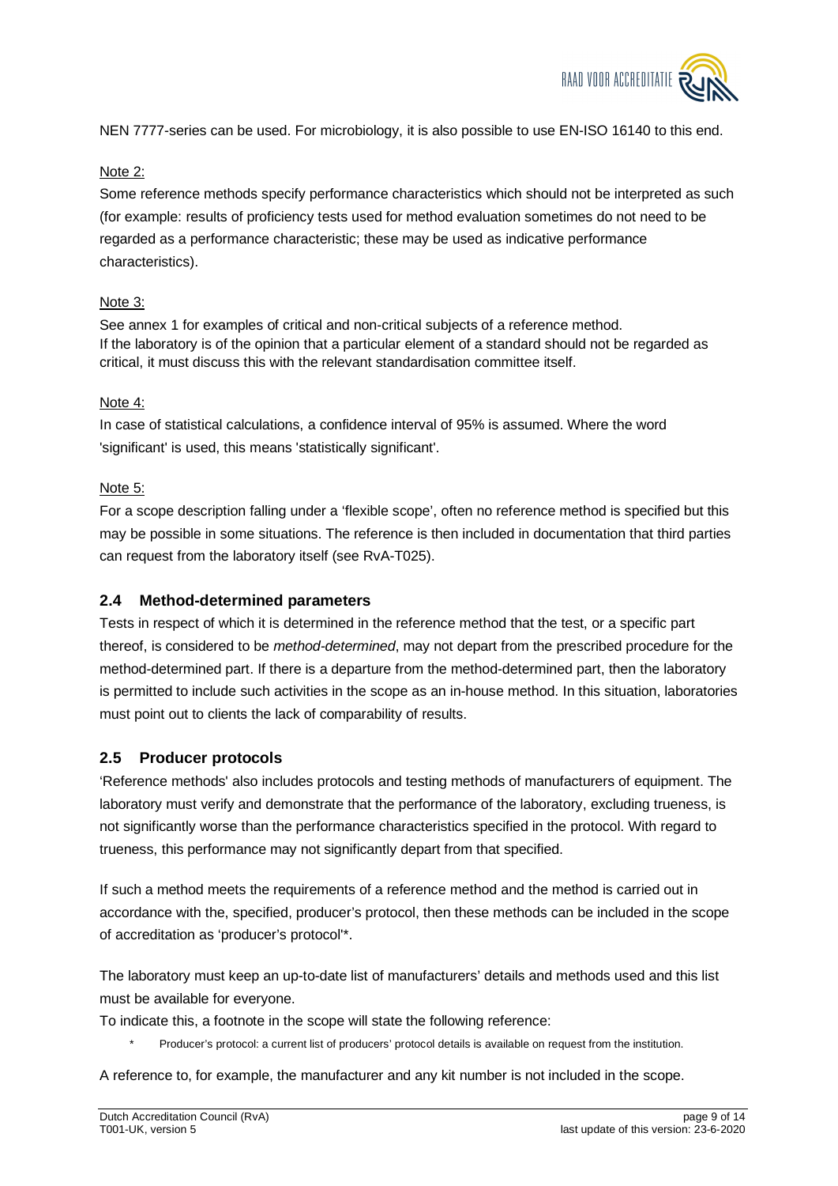NEN 7777-series can be used. For microbiology, it is also possible to use EN-ISO 16140 to this end.

Note 2:

Some reference methods specify performance characteristics which should not be interpreted as such (for example: results of proficiency tests used for method evaluation sometimes do not need to be regarded as a performance characteristic; these may be used as indicative performance characteristics).

Note 3:

See annex 1 for examples of critical and non-critical subjects of a reference method.
If the laboratory is of the opinion that a particular element of a standard should not be regarded as critical, it must discuss this with the relevant standardisation committee itself.

Note 4:

In case of statistical calculations, a confidence interval of 95% is assumed. Where the word 'significant' is used, this means 'statistically significant'.

Note 5:

For a scope description falling under a 'flexible scope', often no reference method is specified but this may be possible in some situations. The reference is then included in documentation that third parties can request from the laboratory itself (see RvA-T025).

## 2.4 Method-determined parameters

Tests in respect of which it is determined in the reference method that the test, or a specific part thereof, is considered to be *method-determined*, may not depart from the prescribed procedure for the method-determined part. If there is a departure from the method-determined part, then the laboratory is permitted to include such activities in the scope as an in-house method. In this situation, laboratories must point out to clients the lack of comparability of results.

## 2.5 Producer protocols

'Reference methods' also includes protocols and testing methods of manufacturers of equipment. The laboratory must verify and demonstrate that the performance of the laboratory, excluding trueness, is not significantly worse than the performance characteristics specified in the protocol. With regard to trueness, this performance may not significantly depart from that specified.

If such a method meets the requirements of a reference method and the method is carried out in accordance with the, specified, producer's protocol, then these methods can be included in the scope of accreditation as 'producer's protocol'*.

The laboratory must keep an up-to-date list of manufacturers' details and methods used and this list must be available for everyone.
To indicate this, a footnote in the scope will state the following reference:

\* Producer's protocol: a current list of producers' protocol details is available on request from the institution.

A reference to, for example, the manufacturer and any kit number is not included in the scope.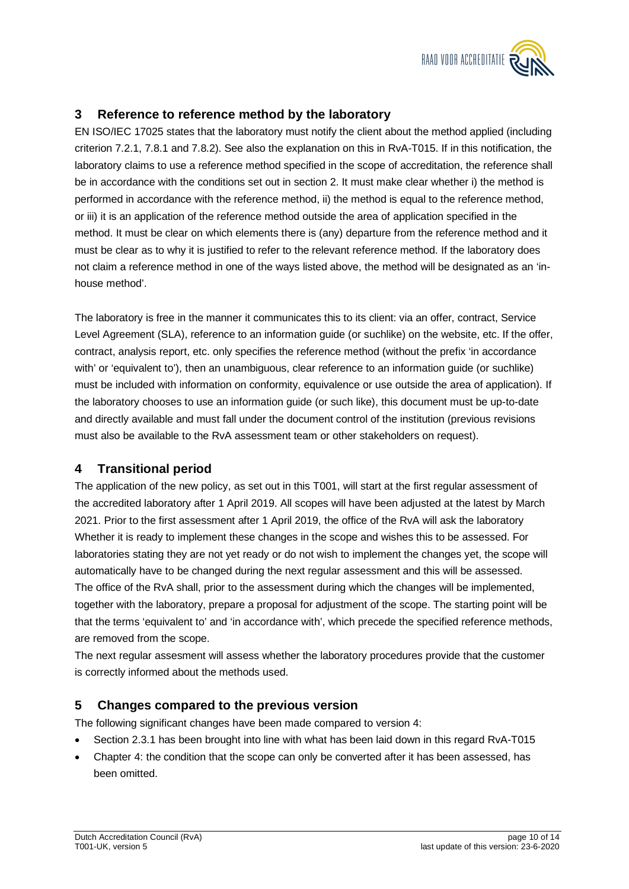## 3 Reference to reference method by the laboratory

EN ISO/IEC 17025 states that the laboratory must notify the client about the method applied (including criterion 7.2.1, 7.8.1 and 7.8.2). See also the explanation on this in RvA-T015. If in this notification, the laboratory claims to use a reference method specified in the scope of accreditation, the reference shall be in accordance with the conditions set out in section 2. It must make clear whether i) the method is performed in accordance with the reference method, ii) the method is equal to the reference method, or iii) it is an application of the reference method outside the area of application specified in the method. It must be clear on which elements there is (any) departure from the reference method and it must be clear as to why it is justified to refer to the relevant reference method. If the laboratory does not claim a reference method in one of the ways listed above, the method will be designated as an 'in-house method'.

The laboratory is free in the manner it communicates this to its client: via an offer, contract, Service Level Agreement (SLA), reference to an information guide (or suchlike) on the website, etc. If the offer, contract, analysis report, etc. only specifies the reference method (without the prefix 'in accordance with' or 'equivalent to'), then an unambiguous, clear reference to an information guide (or suchlike) must be included with information on conformity, equivalence or use outside the area of application). If the laboratory chooses to use an information guide (or such like), this document must be up-to-date and directly available and must fall under the document control of the institution (previous revisions must also be available to the RvA assessment team or other stakeholders on request).

## 4 Transitional period

The application of the new policy, as set out in this T001, will start at the first regular assessment of the accredited laboratory after 1 April 2019. All scopes will have been adjusted at the latest by March 2021. Prior to the first assessment after 1 April 2019, the office of the RvA will ask the laboratory Whether it is ready to implement these changes in the scope and wishes this to be assessed. For laboratories stating they are not yet ready or do not wish to implement the changes yet, the scope will automatically have to be changed during the next regular assessment and this will be assessed.
The office of the RvA shall, prior to the assessment during which the changes will be implemented, together with the laboratory, prepare a proposal for adjustment of the scope. The starting point will be that the terms 'equivalent to' and 'in accordance with', which precede the specified reference methods, are removed from the scope.
The next regular assesment will assess whether the laboratory procedures provide that the customer is correctly informed about the methods used.

## 5 Changes compared to the previous version

The following significant changes have been made compared to version 4:

- Section 2.3.1 has been brought into line with what has been laid down in this regard RvA-T015
- Chapter 4: the condition that the scope can only be converted after it has been assessed, has been omitted.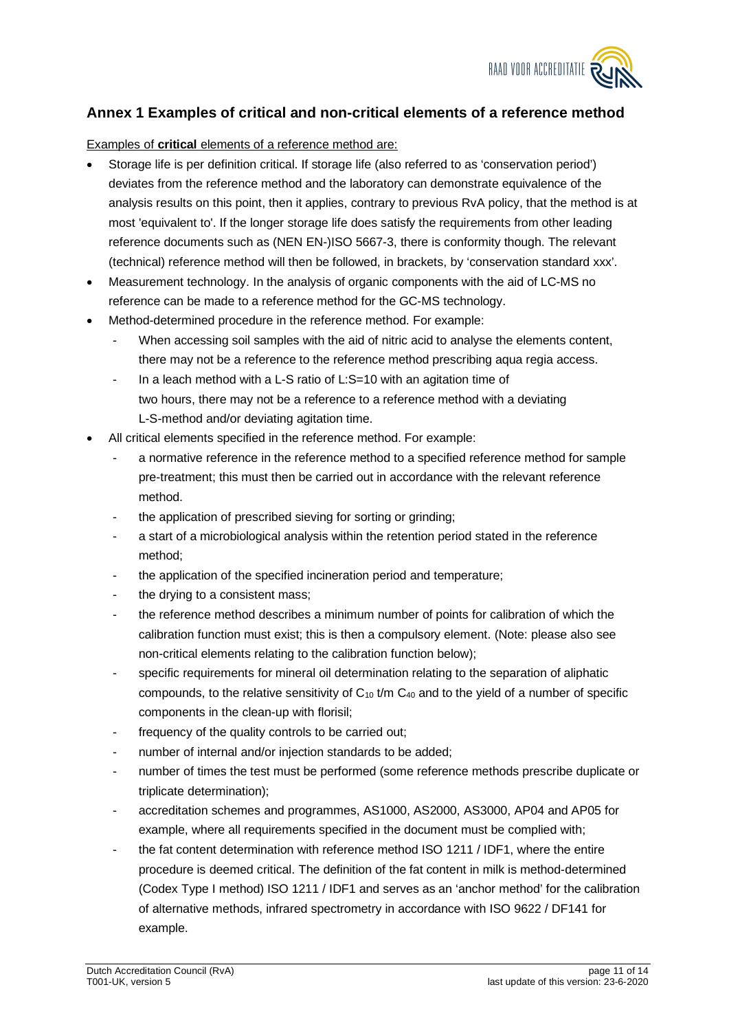## Annex 1 Examples of critical and non-critical elements of a reference method

Examples of **critical** elements of a reference method are:

- Storage life is per definition critical. If storage life (also referred to as 'conservation period') deviates from the reference method and the laboratory can demonstrate equivalence of the analysis results on this point, then it applies, contrary to previous RvA policy, that the method is at most 'equivalent to'. If the longer storage life does satisfy the requirements from other leading reference documents such as (NEN EN-)ISO 5667-3, there is conformity though. The relevant (technical) reference method will then be followed, in brackets, by 'conservation standard xxx'.
- Measurement technology. In the analysis of organic components with the aid of LC-MS no reference can be made to a reference method for the GC-MS technology.
- Method-determined procedure in the reference method. For example:
  - When accessing soil samples with the aid of nitric acid to analyse the elements content, there may not be a reference to the reference method prescribing aqua regia access.
  - In a leach method with a L-S ratio of L:S=10 with an agitation time of two hours, there may not be a reference to a reference method with a deviating L-S-method and/or deviating agitation time.
- All critical elements specified in the reference method. For example:
  - a normative reference in the reference method to a specified reference method for sample pre-treatment; this must then be carried out in accordance with the relevant reference method.
  - the application of prescribed sieving for sorting or grinding;
  - a start of a microbiological analysis within the retention period stated in the reference method;
  - the application of the specified incineration period and temperature;
  - the drying to a consistent mass;
  - the reference method describes a minimum number of points for calibration of which the calibration function must exist; this is then a compulsory element. (Note: please also see non-critical elements relating to the calibration function below);
  - specific requirements for mineral oil determination relating to the separation of aliphatic compounds, to the relative sensitivity of $C_{10}$ t/m $C_{40}$ and to the yield of a number of specific components in the clean-up with florisil;
  - frequency of the quality controls to be carried out;
  - number of internal and/or injection standards to be added;
  - number of times the test must be performed (some reference methods prescribe duplicate or triplicate determination);
  - accreditation schemes and programmes, AS1000, AS2000, AS3000, AP04 and AP05 for example, where all requirements specified in the document must be complied with;
  - the fat content determination with reference method ISO 1211 / IDF1, where the entire procedure is deemed critical. The definition of the fat content in milk is method-determined (Codex Type I method) ISO 1211 / IDF1 and serves as an 'anchor method' for the calibration of alternative methods, infrared spectrometry in accordance with ISO 9622 / DF141 for example.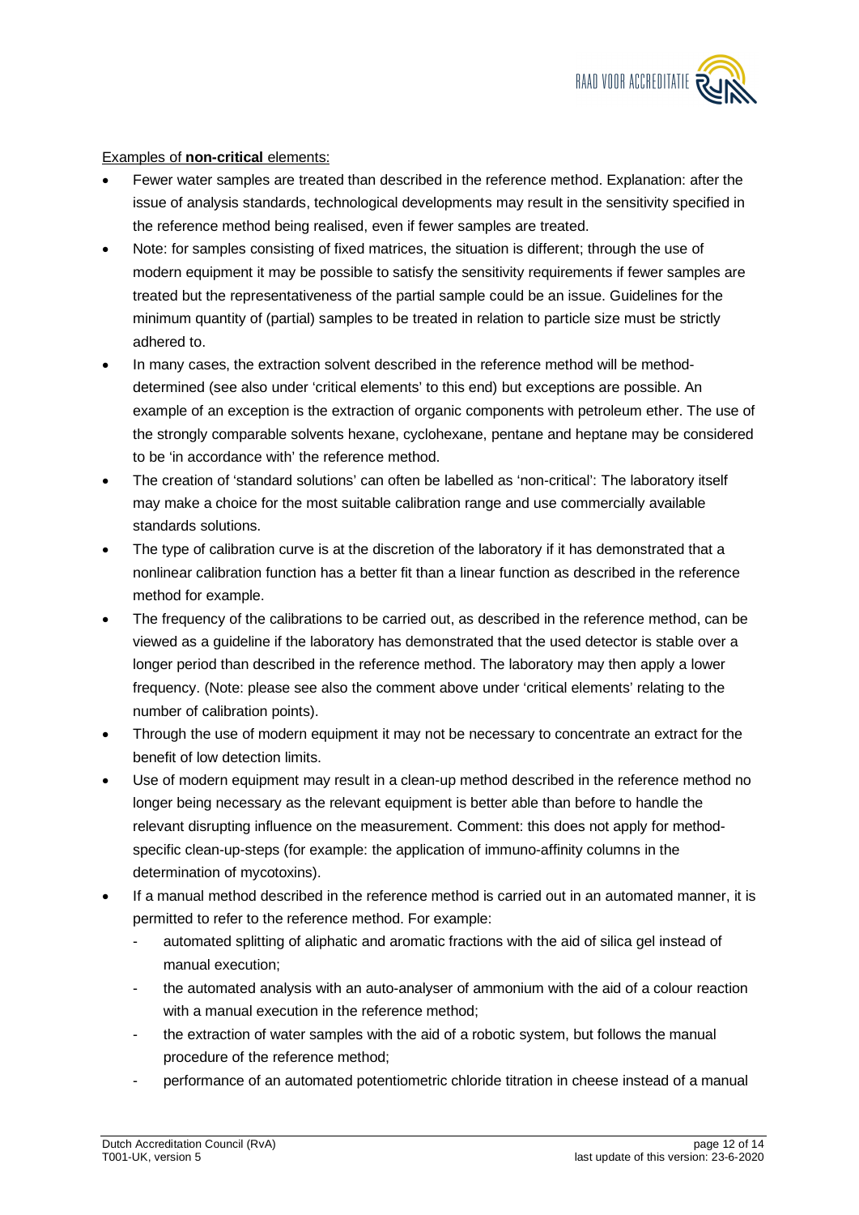Examples of **non-critical** elements:

- Fewer water samples are treated than described in the reference method. Explanation: after the issue of analysis standards, technological developments may result in the sensitivity specified in the reference method being realised, even if fewer samples are treated.
- Note: for samples consisting of fixed matrices, the situation is different; through the use of modern equipment it may be possible to satisfy the sensitivity requirements if fewer samples are treated but the representativeness of the partial sample could be an issue. Guidelines for the minimum quantity of (partial) samples to be treated in relation to particle size must be strictly adhered to.
- In many cases, the extraction solvent described in the reference method will be method-determined (see also under 'critical elements' to this end) but exceptions are possible. An example of an exception is the extraction of organic components with petroleum ether. The use of the strongly comparable solvents hexane, cyclohexane, pentane and heptane may be considered to be 'in accordance with' the reference method.
- The creation of 'standard solutions' can often be labelled as 'non-critical': The laboratory itself may make a choice for the most suitable calibration range and use commercially available standards solutions.
- The type of calibration curve is at the discretion of the laboratory if it has demonstrated that a nonlinear calibration function has a better fit than a linear function as described in the reference method for example.
- The frequency of the calibrations to be carried out, as described in the reference method, can be viewed as a guideline if the laboratory has demonstrated that the used detector is stable over a longer period than described in the reference method. The laboratory may then apply a lower frequency. (Note: please see also the comment above under 'critical elements' relating to the number of calibration points).
- Through the use of modern equipment it may not be necessary to concentrate an extract for the benefit of low detection limits.
- Use of modern equipment may result in a clean-up method described in the reference method no longer being necessary as the relevant equipment is better able than before to handle the relevant disrupting influence on the measurement. Comment: this does not apply for method-specific clean-up-steps (for example: the application of immuno-affinity columns in the determination of mycotoxins).
- If a manual method described in the reference method is carried out in an automated manner, it is permitted to refer to the reference method. For example:
  - automated splitting of aliphatic and aromatic fractions with the aid of silica gel instead of manual execution;
  - the automated analysis with an auto-analyser of ammonium with the aid of a colour reaction with a manual execution in the reference method;
  - the extraction of water samples with the aid of a robotic system, but follows the manual procedure of the reference method;
  - performance of an automated potentiometric chloride titration in cheese instead of a manual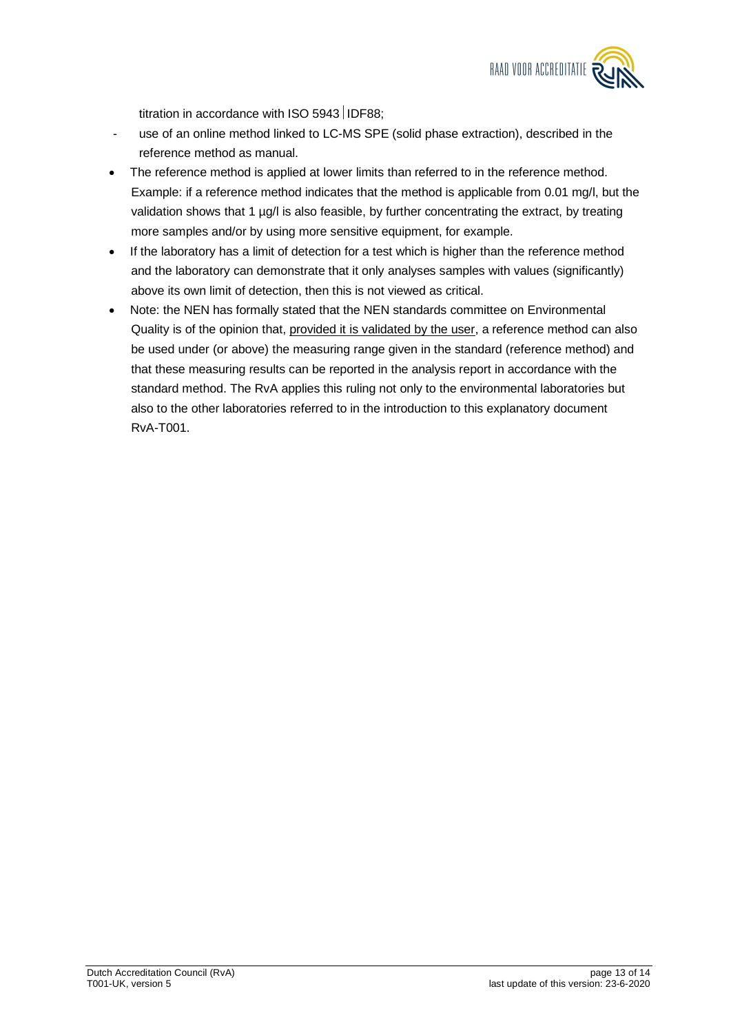titration in accordance with ISO 5943 | IDF88;

- use of an online method linked to LC-MS SPE (solid phase extraction), described in the reference method as manual.

- The reference method is applied at lower limits than referred to in the reference method. Example: if a reference method indicates that the method is applicable from 0.01 mg/l, but the validation shows that 1 µg/l is also feasible, by further concentrating the extract, by treating more samples and/or by using more sensitive equipment, for example.
- If the laboratory has a limit of detection for a test which is higher than the reference method and the laboratory can demonstrate that it only analyses samples with values (significantly) above its own limit of detection, then this is not viewed as critical.
- Note: the NEN has formally stated that the NEN standards committee on Environmental Quality is of the opinion that, provided it is validated by the user, a reference method can also be used under (or above) the measuring range given in the standard (reference method) and that these measuring results can be reported in the analysis report in accordance with the standard method. The RvA applies this ruling not only to the environmental laboratories but also to the other laboratories referred to in the introduction to this explanatory document RvA-T001.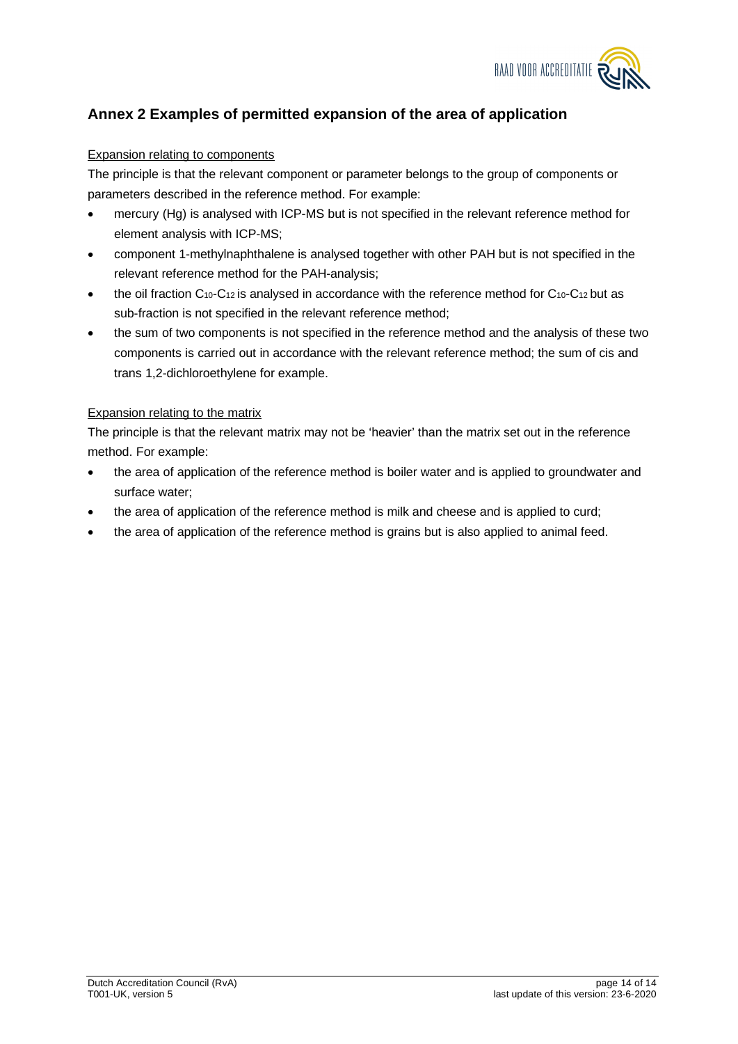## Annex 2 Examples of permitted expansion of the area of application

Expansion relating to components

The principle is that the relevant component or parameter belongs to the group of components or parameters described in the reference method. For example:

- mercury (Hg) is analysed with ICP-MS but is not specified in the relevant reference method for element analysis with ICP-MS;
- component 1-methylnaphthalene is analysed together with other PAH but is not specified in the relevant reference method for the PAH-analysis;
- the oil fraction $C_{10}$-$C_{12}$ is analysed in accordance with the reference method for $C_{10}$-$C_{12}$ but as sub-fraction is not specified in the relevant reference method;
- the sum of two components is not specified in the reference method and the analysis of these two components is carried out in accordance with the relevant reference method; the sum of cis and trans 1,2-dichloroethylene for example.

Expansion relating to the matrix

The principle is that the relevant matrix may not be 'heavier' than the matrix set out in the reference method. For example:

- the area of application of the reference method is boiler water and is applied to groundwater and surface water;
- the area of application of the reference method is milk and cheese and is applied to curd;
- the area of application of the reference method is grains but is also applied to animal feed.